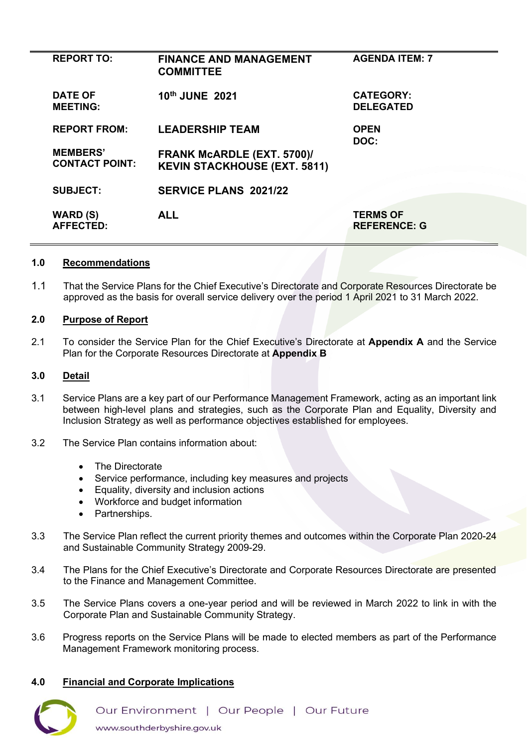| REPORT TO: | FINANCE AND MANAGEMENT COMMITTEE | AGENDA ITEM: 7 |
|---|---|---|
| DATE OF MEETING: | 10th JUNE 2021 | CATEGORY: DELEGATED |
| REPORT FROM: | LEADERSHIP TEAM | OPEN DOC: |
| MEMBERS' CONTACT POINT: | FRANK McARDLE (EXT. 5700)/ KEVIN STACKHOUSE (EXT. 5811) | |
| SUBJECT: | SERVICE PLANS 2021/22 | |
| WARD (S) AFFECTED: | ALL | TERMS OF REFERENCE: G |

## 1.0 Recommendations

1.1 That the Service Plans for the Chief Executive's Directorate and Corporate Resources Directorate be approved as the basis for overall service delivery over the period 1 April 2021 to 31 March 2022.

## 2.0 Purpose of Report

2.1 To consider the Service Plan for the Chief Executive's Directorate at **Appendix A** and the Service Plan for the Corporate Resources Directorate at **Appendix B**

## 3.0 Detail

3.1 Service Plans are a key part of our Performance Management Framework, acting as an important link between high-level plans and strategies, such as the Corporate Plan and Equality, Diversity and Inclusion Strategy as well as performance objectives established for employees.

3.2 The Service Plan contains information about:

- The Directorate
- Service performance, including key measures and projects
- Equality, diversity and inclusion actions
- Workforce and budget information
- Partnerships.

3.3 The Service Plan reflect the current priority themes and outcomes within the Corporate Plan 2020-24 and Sustainable Community Strategy 2009-29.

3.4 The Plans for the Chief Executive's Directorate and Corporate Resources Directorate are presented to the Finance and Management Committee.

3.5 The Service Plans covers a one-year period and will be reviewed in March 2022 to link in with the Corporate Plan and Sustainable Community Strategy.

3.6 Progress reports on the Service Plans will be made to elected members as part of the Performance Management Framework monitoring process.

## 4.0 Financial and Corporate Implications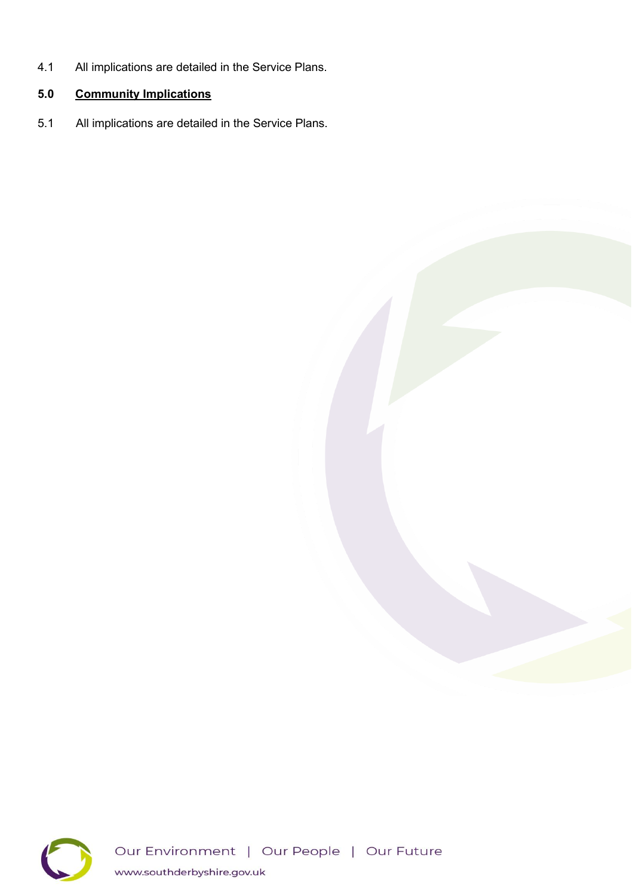4.1 All implications are detailed in the Service Plans.

## 5.0 Community Implications

5.1 All implications are detailed in the Service Plans.